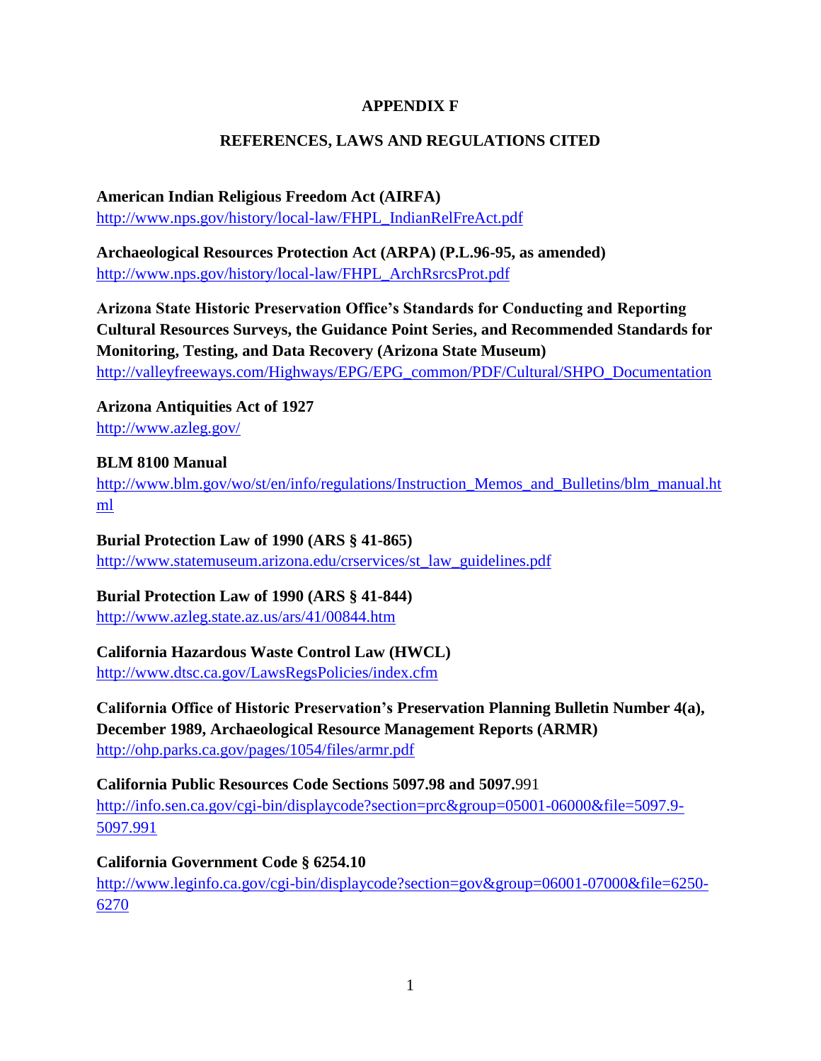# APPENDIX F

## REFERENCES, LAWS AND REGULATIONS CITED

**American Indian Religious Freedom Act (AIRFA)**
http://www.nps.gov/history/local-law/FHPL_IndianRelFreAct.pdf

**Archaeological Resources Protection Act (ARPA) (P.L.96-95, as amended)**
http://www.nps.gov/history/local-law/FHPL_ArchRsrcsProt.pdf

**Arizona State Historic Preservation Office's Standards for Conducting and Reporting Cultural Resources Surveys, the Guidance Point Series, and Recommended Standards for Monitoring, Testing, and Data Recovery (Arizona State Museum)**
http://valleyfreeways.com/Highways/EPG/EPG_common/PDF/Cultural/SHPO_Documentation

**Arizona Antiquities Act of 1927**
http://www.azleg.gov/

**BLM 8100 Manual**
http://www.blm.gov/wo/st/en/info/regulations/Instruction_Memos_and_Bulletins/blm_manual.html

**Burial Protection Law of 1990 (ARS § 41-865)**
http://www.statemuseum.arizona.edu/crservices/st_law_guidelines.pdf

**Burial Protection Law of 1990 (ARS § 41-844)**
http://www.azleg.state.az.us/ars/41/00844.htm

**California Hazardous Waste Control Law (HWCL)**
http://www.dtsc.ca.gov/LawsRegsPolicies/index.cfm

**California Office of Historic Preservation's Preservation Planning Bulletin Number 4(a), December 1989, Archaeological Resource Management Reports (ARMR)**
http://ohp.parks.ca.gov/pages/1054/files/armr.pdf

**California Public Resources Code Sections 5097.98 and 5097.**991
http://info.sen.ca.gov/cgi-bin/displaycode?section=prc&group=05001-06000&file=5097.9-5097.991

**California Government Code § 6254.10**
http://www.leginfo.ca.gov/cgi-bin/displaycode?section=gov&group=06001-07000&file=6250-6270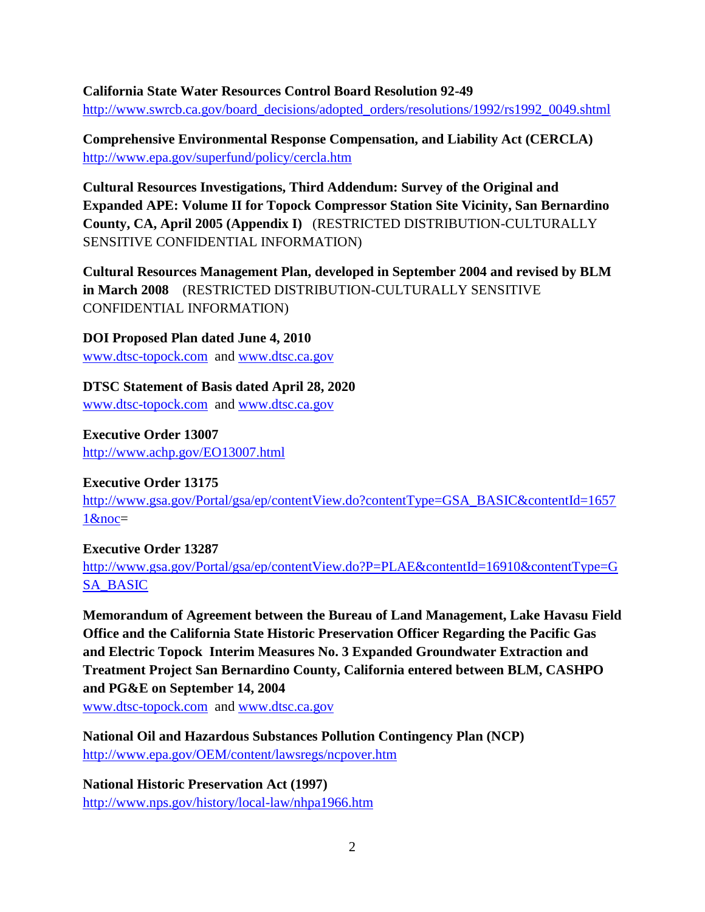**California State Water Resources Control Board Resolution 92-49**
http://www.swrcb.ca.gov/board_decisions/adopted_orders/resolutions/1992/rs1992_0049.shtml

**Comprehensive Environmental Response Compensation, and Liability Act (CERCLA)**
http://www.epa.gov/superfund/policy/cercla.htm

**Cultural Resources Investigations, Third Addendum: Survey of the Original and Expanded APE: Volume II for Topock Compressor Station Site Vicinity, San Bernardino County, CA, April 2005 (Appendix I)** (RESTRICTED DISTRIBUTION-CULTURALLY SENSITIVE CONFIDENTIAL INFORMATION)

**Cultural Resources Management Plan, developed in September 2004 and revised by BLM in March 2008** (RESTRICTED DISTRIBUTION-CULTURALLY SENSITIVE CONFIDENTIAL INFORMATION)

**DOI Proposed Plan dated June 4, 2010**
www.dtsc-topock.com and www.dtsc.ca.gov

**DTSC Statement of Basis dated April 28, 2020**
www.dtsc-topock.com and www.dtsc.ca.gov

**Executive Order 13007**
http://www.achp.gov/EO13007.html

**Executive Order 13175**
http://www.gsa.gov/Portal/gsa/ep/contentView.do?contentType=GSA_BASIC&contentId=16571&noc=

**Executive Order 13287**
http://www.gsa.gov/Portal/gsa/ep/contentView.do?P=PLAE&contentId=16910&contentType=GSA_BASIC

**Memorandum of Agreement between the Bureau of Land Management, Lake Havasu Field Office and the California State Historic Preservation Officer Regarding the Pacific Gas and Electric Topock Interim Measures No. 3 Expanded Groundwater Extraction and Treatment Project San Bernardino County, California entered between BLM, CASHPO and PG&E on September 14, 2004**
www.dtsc-topock.com and www.dtsc.ca.gov

**National Oil and Hazardous Substances Pollution Contingency Plan (NCP)**
http://www.epa.gov/OEM/content/lawsregs/ncpover.htm

**National Historic Preservation Act (1997)**
http://www.nps.gov/history/local-law/nhpa1966.htm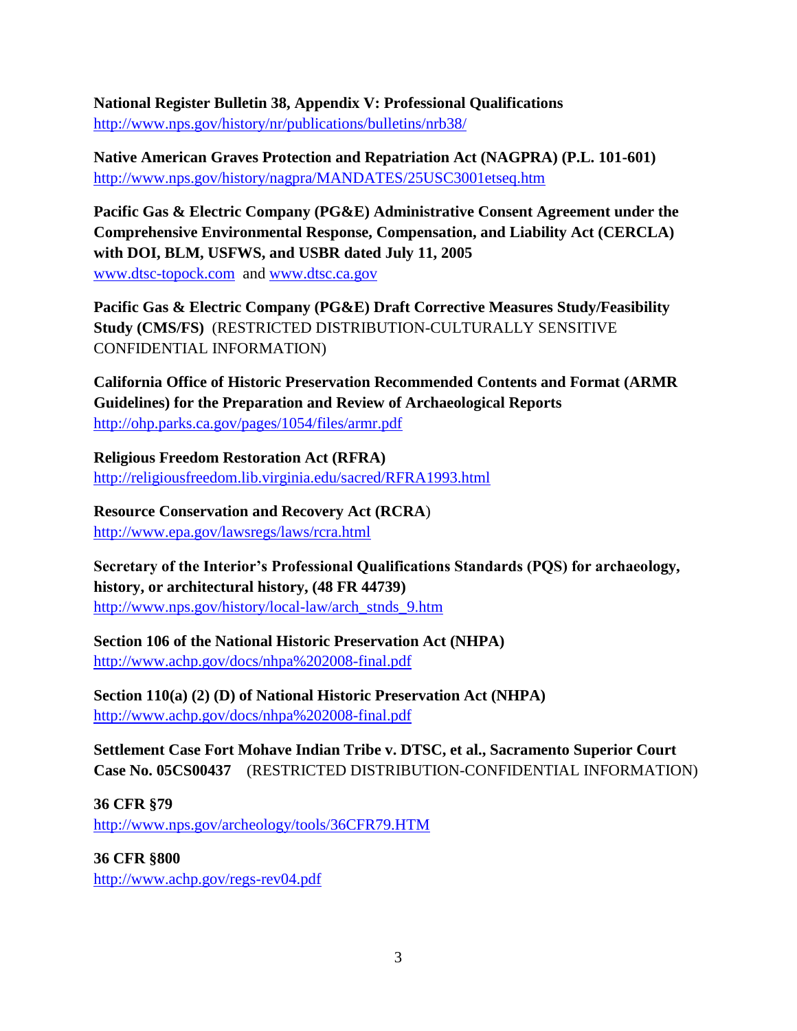**National Register Bulletin 38, Appendix V: Professional Qualifications**
http://www.nps.gov/history/nr/publications/bulletins/nrb38/

**Native American Graves Protection and Repatriation Act (NAGPRA) (P.L. 101-601)**
http://www.nps.gov/history/nagpra/MANDATES/25USC3001etseq.htm

**Pacific Gas & Electric Company (PG&E) Administrative Consent Agreement under the Comprehensive Environmental Response, Compensation, and Liability Act (CERCLA) with DOI, BLM, USFWS, and USBR dated July 11, 2005**
www.dtsc-topock.com and www.dtsc.ca.gov

**Pacific Gas & Electric Company (PG&E) Draft Corrective Measures Study/Feasibility Study (CMS/FS)** (RESTRICTED DISTRIBUTION-CULTURALLY SENSITIVE CONFIDENTIAL INFORMATION)

**California Office of Historic Preservation Recommended Contents and Format (ARMR Guidelines) for the Preparation and Review of Archaeological Reports**
http://ohp.parks.ca.gov/pages/1054/files/armr.pdf

**Religious Freedom Restoration Act (RFRA)**
http://religiousfreedom.lib.virginia.edu/sacred/RFRA1993.html

**Resource Conservation and Recovery Act (RCRA)**
http://www.epa.gov/lawsregs/laws/rcra.html

**Secretary of the Interior's Professional Qualifications Standards (PQS) for archaeology, history, or architectural history, (48 FR 44739)**
http://www.nps.gov/history/local-law/arch_stnds_9.htm

**Section 106 of the National Historic Preservation Act (NHPA)**
http://www.achp.gov/docs/nhpa%202008-final.pdf

**Section 110(a) (2) (D) of National Historic Preservation Act (NHPA)**
http://www.achp.gov/docs/nhpa%202008-final.pdf

**Settlement Case Fort Mohave Indian Tribe v. DTSC, et al., Sacramento Superior Court Case No. 05CS00437** (RESTRICTED DISTRIBUTION-CONFIDENTIAL INFORMATION)

**36 CFR §79**
http://www.nps.gov/archeology/tools/36CFR79.HTM

**36 CFR §800**
http://www.achp.gov/regs-rev04.pdf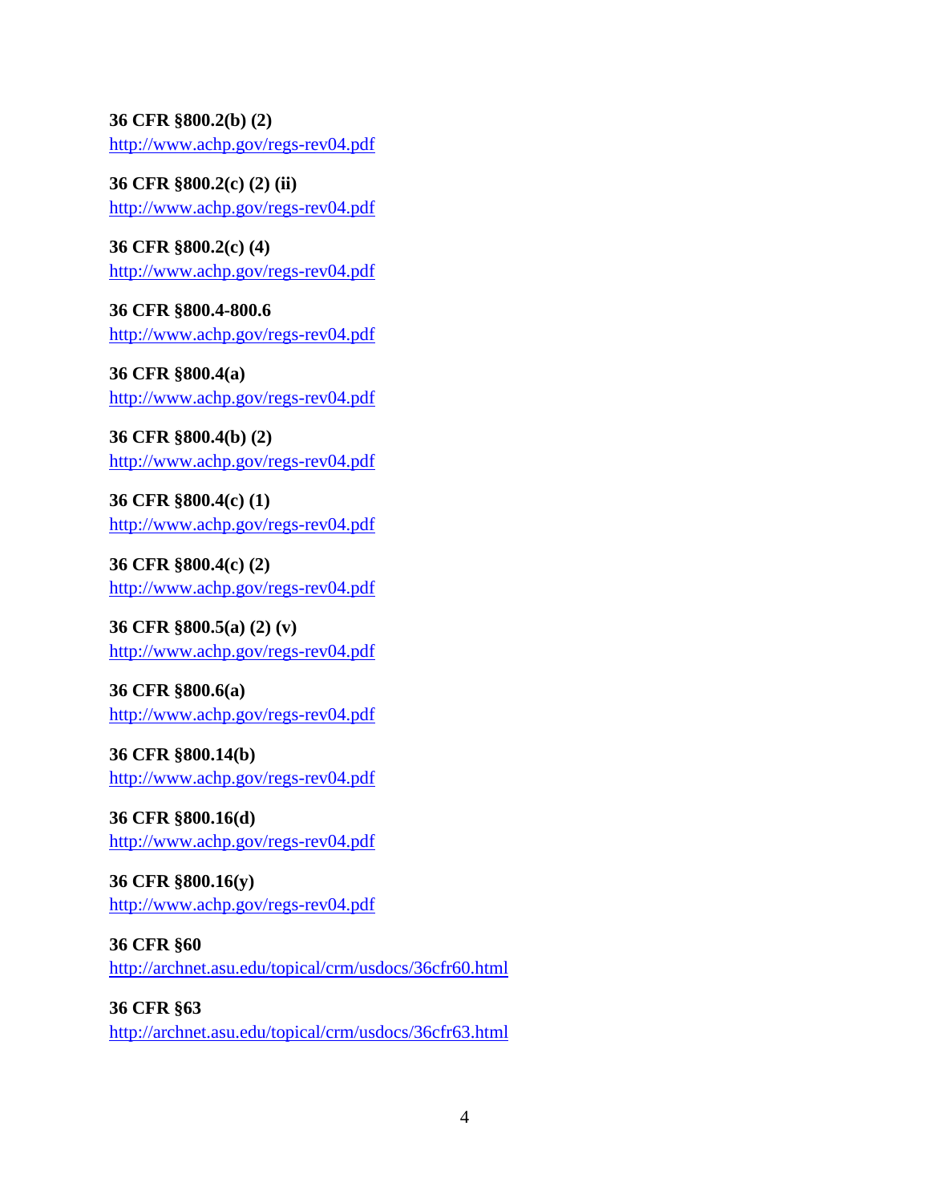**36 CFR §800.2(b) (2)**
http://www.achp.gov/regs-rev04.pdf

**36 CFR §800.2(c) (2) (ii)**
http://www.achp.gov/regs-rev04.pdf

**36 CFR §800.2(c) (4)**
http://www.achp.gov/regs-rev04.pdf

**36 CFR §800.4-800.6**
http://www.achp.gov/regs-rev04.pdf

**36 CFR §800.4(a)**
http://www.achp.gov/regs-rev04.pdf

**36 CFR §800.4(b) (2)**
http://www.achp.gov/regs-rev04.pdf

**36 CFR §800.4(c) (1)**
http://www.achp.gov/regs-rev04.pdf

**36 CFR §800.4(c) (2)**
http://www.achp.gov/regs-rev04.pdf

**36 CFR §800.5(a) (2) (v)**
http://www.achp.gov/regs-rev04.pdf

**36 CFR §800.6(a)**
http://www.achp.gov/regs-rev04.pdf

**36 CFR §800.14(b)**
http://www.achp.gov/regs-rev04.pdf

**36 CFR §800.16(d)**
http://www.achp.gov/regs-rev04.pdf

**36 CFR §800.16(y)**
http://www.achp.gov/regs-rev04.pdf

**36 CFR §60**
http://archnet.asu.edu/topical/crm/usdocs/36cfr60.html

**36 CFR §63**
http://archnet.asu.edu/topical/crm/usdocs/36cfr63.html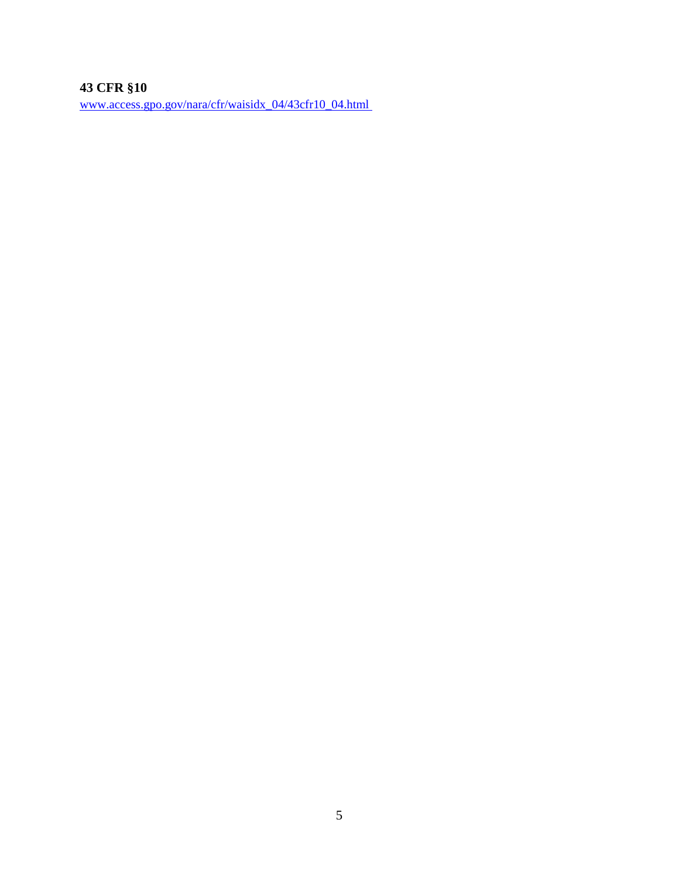**43 CFR §10**
www.access.gpo.gov/nara/cfr/waisidx_04/43cfr10_04.html